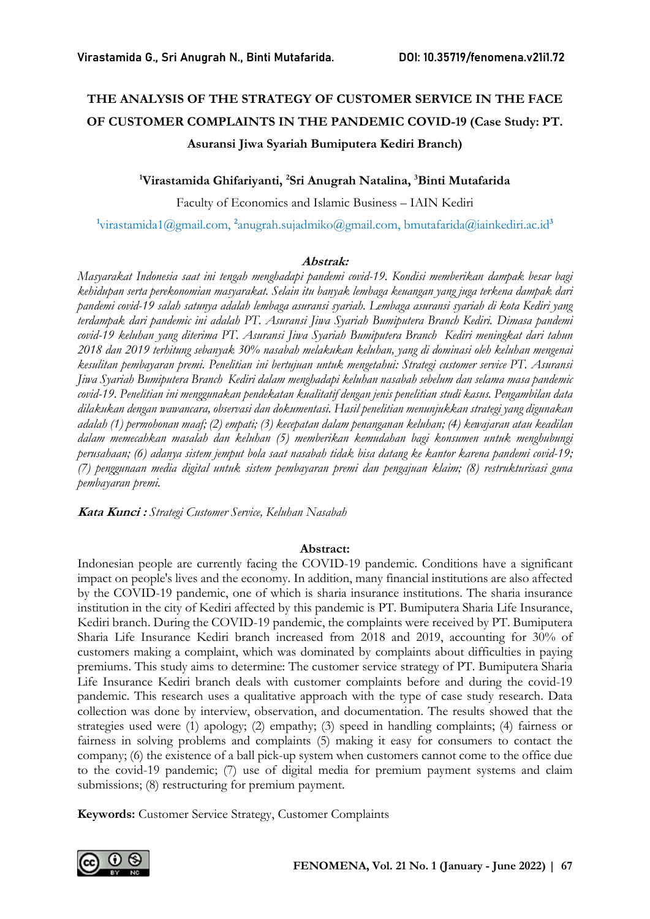# THE ANALYSIS OF THE STRATEGY OF CUSTOMER SERVICE IN THE FACE OF CUSTOMER COMPLAINTS IN THE PANDEMIC COVID-19 (Case Study: PT. Asuransi Jiwa Syariah Bumiputera Kediri Branch)

**[1]Virastamida Ghifariyanti, [2]Sri Anugrah Natalina, [3]Binti Mutafarida**

Faculty of Economics and Islamic Business – IAIN Kediri

[1]virastamida1@gmail.com, [2]anugrah.sujadmiko@gmail.com, bmutafarida@iainkediri.ac.id[3]

**Abstrak:**

*Masyarakat Indonesia saat ini tengah menghadapi pandemi covid-19. Kondisi memberikan dampak besar bagi kehidupan serta perekonomian masyarakat. Selain itu banyak lembaga keuangan yang juga terkena dampak dari pandemi covid-19 salah satunya adalah lembaga asuransi syariah. Lembaga asuransi syariah di kota Kediri yang terdampak dari pandemic ini adalah PT. Asuransi Jiwa Syariah Bumiputera Branch Kediri. Dimasa pandemi covid-19 keluhan yang diterima PT. Asuransi Jiwa Syariah Bumiputera Branch Kediri meningkat dari tahun 2018 dan 2019 terhitung sebanyak 30% nasabah melakukan keluhan, yang di dominasi oleh keluhan mengenai kesulitan pembayaran premi. Penelitian ini bertujuan untuk mengetahui: Strategi customer service PT. Asuransi Jiwa Syariah Bumiputera Branch Kediri dalam menghadapi keluhan nasabah sebelum dan selama masa pandemic covid-19. Penelitian ini menggunakan pendekatan kualitatif dengan jenis penelitian studi kasus. Pengambilan data dilakukan dengan wawancara, observasi dan dokumentasi. Hasil penelitian menunjukkan strategi yang digunakan adalah (1) permohonan maaf; (2) empati; (3) kecepatan dalam penanganan keluhan; (4) kewajaran atau keadilan dalam memecahkan masalah dan keluhan (5) memberikan kemudahan bagi konsumen untuk menghubungi perusahaan; (6) adanya sistem jemput bola saat nasabah tidak bisa datang ke kantor karena pandemi covid-19; (7) penggunaan media digital untuk sistem pembayaran premi dan pengajuan klaim; (8) restrukturisasi guna pembayaran premi.*

***Kata Kunci :*** *Strategi Customer Service, Keluhan Nasabah*

**Abstract:**

Indonesian people are currently facing the COVID-19 pandemic. Conditions have a significant impact on people's lives and the economy. In addition, many financial institutions are also affected by the COVID-19 pandemic, one of which is sharia insurance institutions. The sharia insurance institution in the city of Kediri affected by this pandemic is PT. Bumiputera Sharia Life Insurance, Kediri branch. During the COVID-19 pandemic, the complaints were received by PT. Bumiputera Sharia Life Insurance Kediri branch increased from 2018 and 2019, accounting for 30% of customers making a complaint, which was dominated by complaints about difficulties in paying premiums. This study aims to determine: The customer service strategy of PT. Bumiputera Sharia Life Insurance Kediri branch deals with customer complaints before and during the covid-19 pandemic. This research uses a qualitative approach with the type of case study research. Data collection was done by interview, observation, and documentation. The results showed that the strategies used were (1) apology; (2) empathy; (3) speed in handling complaints; (4) fairness or fairness in solving problems and complaints (5) making it easy for consumers to contact the company; (6) the existence of a ball pick-up system when customers cannot come to the office due to the covid-19 pandemic; (7) use of digital media for premium payment systems and claim submissions; (8) restructuring for premium payment.

**Keywords:** Customer Service Strategy, Customer Complaints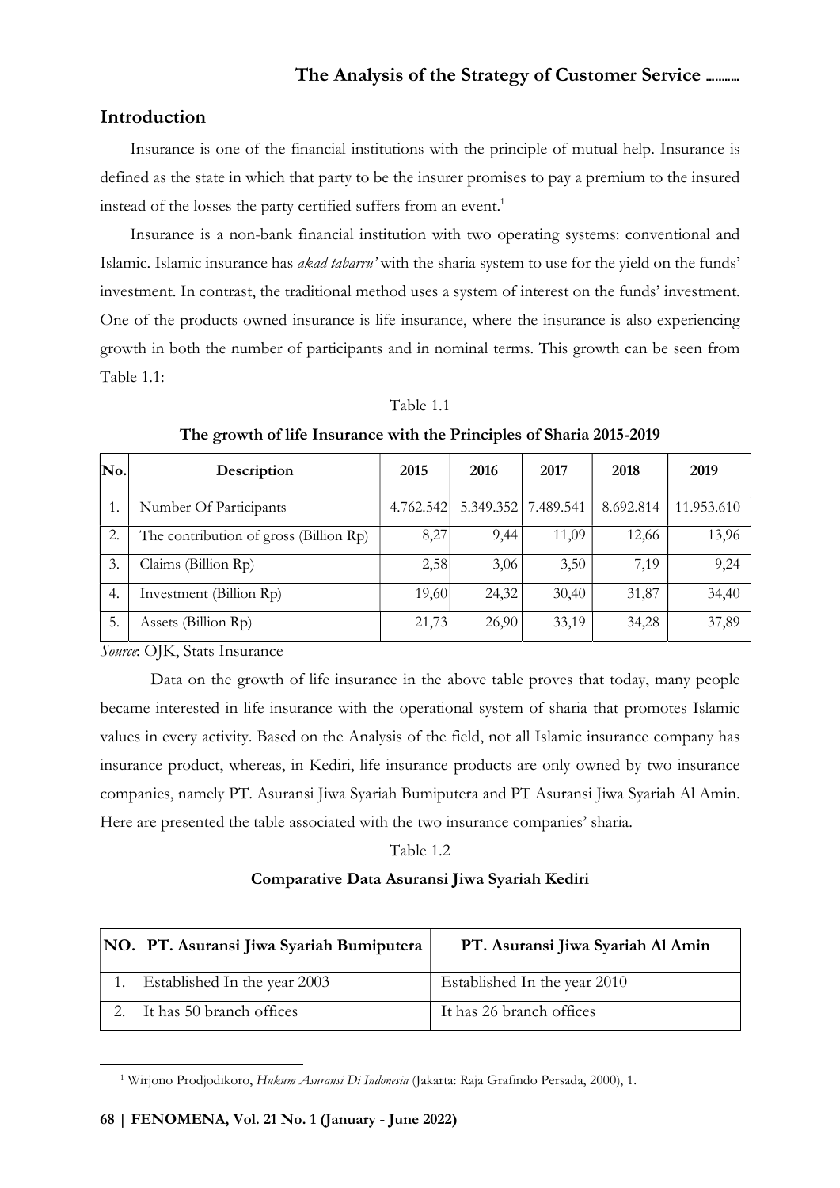## Introduction

Insurance is one of the financial institutions with the principle of mutual help. Insurance is defined as the state in which that party to be the insurer promises to pay a premium to the insured instead of the losses the party certified suffers from an event.[1]

Insurance is a non-bank financial institution with two operating systems: conventional and Islamic. Islamic insurance has *akad tabarru'* with the sharia system to use for the yield on the funds' investment. In contrast, the traditional method uses a system of interest on the funds' investment. One of the products owned insurance is life insurance, where the insurance is also experiencing growth in both the number of participants and in nominal terms. This growth can be seen from Table 1.1:

Table 1.1

**The growth of life Insurance with the Principles of Sharia 2015-2019**

| No. | Description | 2015 | 2016 | 2017 | 2018 | 2019 |
|---|---|---|---|---|---|---|
| 1. | Number Of Participants | 4.762.542 | 5.349.352 | 7.489.541 | 8.692.814 | 11.953.610 |
| 2. | The contribution of gross (Billion Rp) | 8,27 | 9,44 | 11,09 | 12,66 | 13,96 |
| 3. | Claims (Billion Rp) | 2,58 | 3,06 | 3,50 | 7,19 | 9,24 |
| 4. | Investment (Billion Rp) | 19,60 | 24,32 | 30,40 | 31,87 | 34,40 |
| 5. | Assets (Billion Rp) | 21,73 | 26,90 | 33,19 | 34,28 | 37,89 |

*Source*: OJK, Stats Insurance

Data on the growth of life insurance in the above table proves that today, many people became interested in life insurance with the operational system of sharia that promotes Islamic values in every activity. Based on the Analysis of the field, not all Islamic insurance company has insurance product, whereas, in Kediri, life insurance products are only owned by two insurance companies, namely PT. Asuransi Jiwa Syariah Bumiputera and PT Asuransi Jiwa Syariah Al Amin. Here are presented the table associated with the two insurance companies' sharia.

Table 1.2

**Comparative Data Asuransi Jiwa Syariah Kediri**

| NO. | PT. Asuransi Jiwa Syariah Bumiputera | PT. Asuransi Jiwa Syariah Al Amin |
|---|---|---|
| 1. | Established In the year 2003 | Established In the year 2010 |
| 2. | It has 50 branch offices | It has 26 branch offices |

[1] Wirjono Prodjodikoro, *Hukum Asuransi Di Indonesia* (Jakarta: Raja Grafindo Persada, 2000), 1.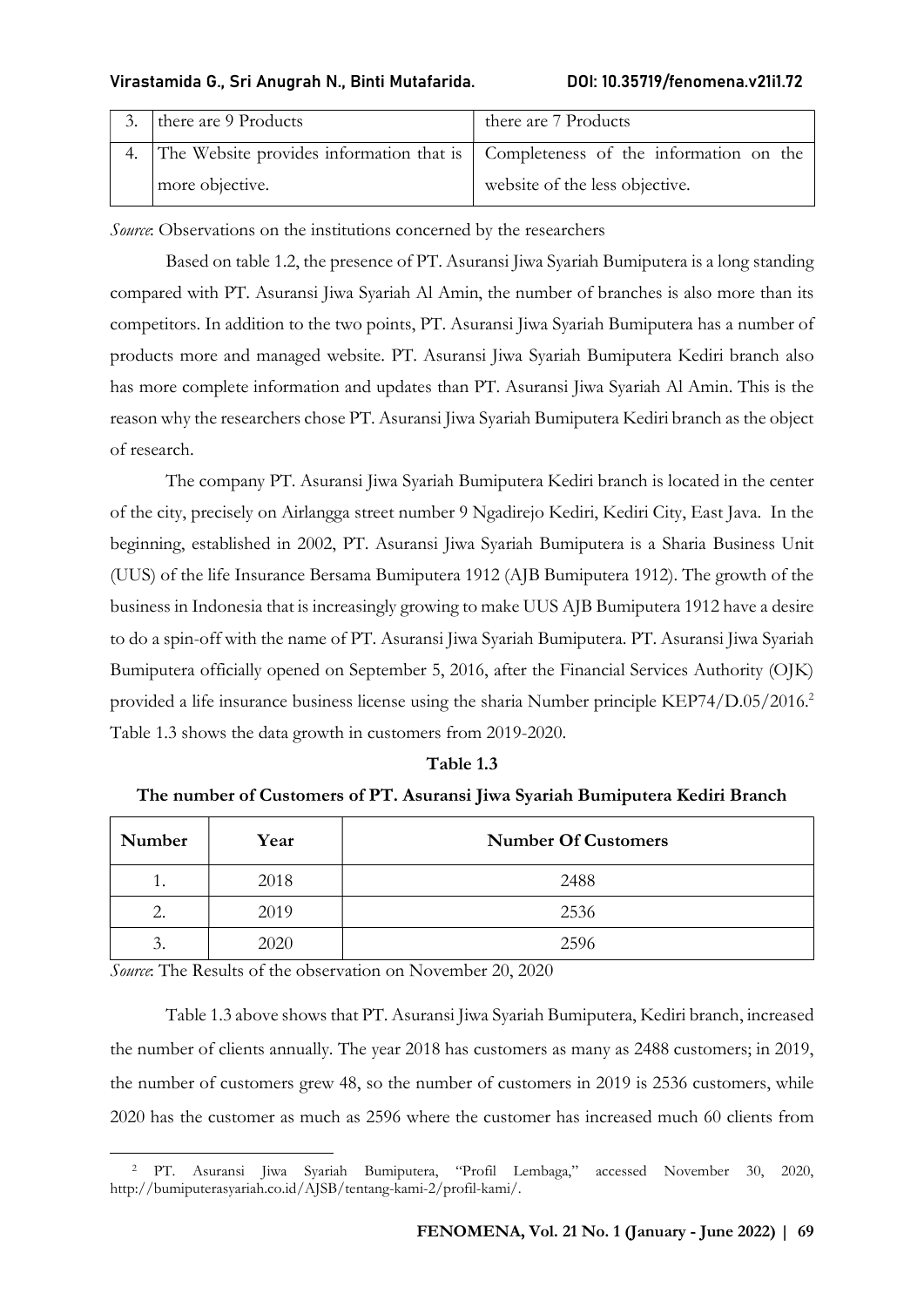| | | |
|---|---|---|
| 3. | there are 9 Products | there are 7 Products |
| 4. | The Website provides information that is more objective. | Completeness of the information on the website of the less objective. |

*Source*: Observations on the institutions concerned by the researchers

Based on table 1.2, the presence of PT. Asuransi Jiwa Syariah Bumiputera is a long standing compared with PT. Asuransi Jiwa Syariah Al Amin, the number of branches is also more than its competitors. In addition to the two points, PT. Asuransi Jiwa Syariah Bumiputera has a number of products more and managed website. PT. Asuransi Jiwa Syariah Bumiputera Kediri branch also has more complete information and updates than PT. Asuransi Jiwa Syariah Al Amin. This is the reason why the researchers chose PT. Asuransi Jiwa Syariah Bumiputera Kediri branch as the object of research.

The company PT. Asuransi Jiwa Syariah Bumiputera Kediri branch is located in the center of the city, precisely on Airlangga street number 9 Ngadirejo Kediri, Kediri City, East Java. In the beginning, established in 2002, PT. Asuransi Jiwa Syariah Bumiputera is a Sharia Business Unit (UUS) of the life Insurance Bersama Bumiputera 1912 (AJB Bumiputera 1912). The growth of the business in Indonesia that is increasingly growing to make UUS AJB Bumiputera 1912 have a desire to do a spin-off with the name of PT. Asuransi Jiwa Syariah Bumiputera. PT. Asuransi Jiwa Syariah Bumiputera officially opened on September 5, 2016, after the Financial Services Authority (OJK) provided a life insurance business license using the sharia Number principle KEP74/D.05/2016.[2] Table 1.3 shows the data growth in customers from 2019-2020.

**Table 1.3**

**The number of Customers of PT. Asuransi Jiwa Syariah Bumiputera Kediri Branch**

| Number | Year | Number Of Customers |
|---|---|---|
| 1. | 2018 | 2488 |
| 2. | 2019 | 2536 |
| 3. | 2020 | 2596 |

*Source*: The Results of the observation on November 20, 2020

Table 1.3 above shows that PT. Asuransi Jiwa Syariah Bumiputera, Kediri branch, increased the number of clients annually. The year 2018 has customers as many as 2488 customers; in 2019, the number of customers grew 48, so the number of customers in 2019 is 2536 customers, while 2020 has the customer as much as 2596 where the customer has increased much 60 clients from

[2] PT. Asuransi Jiwa Syariah Bumiputera, "Profil Lembaga," accessed November 30, 2020, http://bumiputerasyariah.co.id/AJSB/tentang-kami-2/profil-kami/.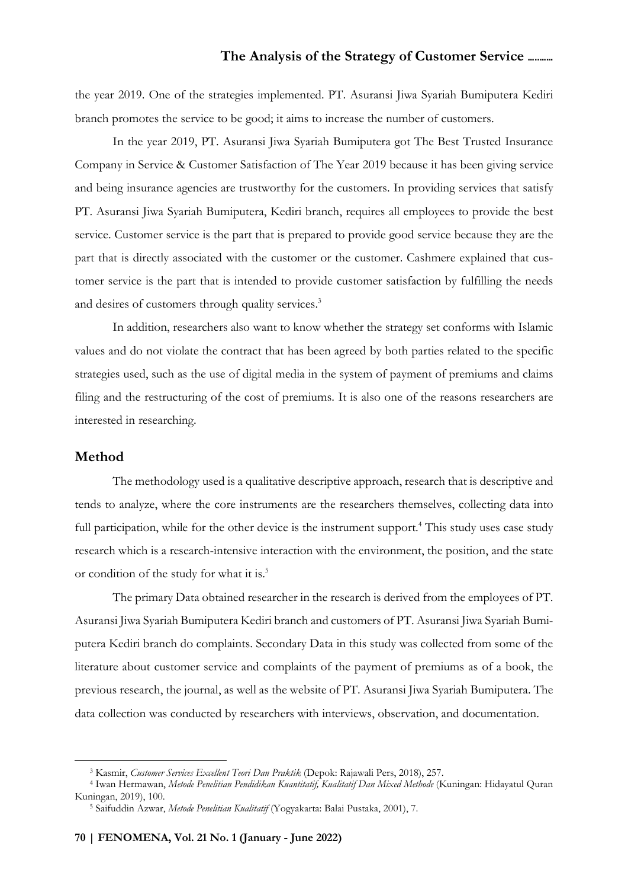the year 2019. One of the strategies implemented. PT. Asuransi Jiwa Syariah Bumiputera Kediri branch promotes the service to be good; it aims to increase the number of customers.

In the year 2019, PT. Asuransi Jiwa Syariah Bumiputera got The Best Trusted Insurance Company in Service & Customer Satisfaction of The Year 2019 because it has been giving service and being insurance agencies are trustworthy for the customers. In providing services that satisfy PT. Asuransi Jiwa Syariah Bumiputera, Kediri branch, requires all employees to provide the best service. Customer service is the part that is prepared to provide good service because they are the part that is directly associated with the customer or the customer. Cashmere explained that customer service is the part that is intended to provide customer satisfaction by fulfilling the needs and desires of customers through quality services.[3]

In addition, researchers also want to know whether the strategy set conforms with Islamic values and do not violate the contract that has been agreed by both parties related to the specific strategies used, such as the use of digital media in the system of payment of premiums and claims filing and the restructuring of the cost of premiums. It is also one of the reasons researchers are interested in researching.

## Method

The methodology used is a qualitative descriptive approach, research that is descriptive and tends to analyze, where the core instruments are the researchers themselves, collecting data into full participation, while for the other device is the instrument support.[4] This study uses case study research which is a research-intensive interaction with the environment, the position, and the state or condition of the study for what it is.[5]

The primary Data obtained researcher in the research is derived from the employees of PT. Asuransi Jiwa Syariah Bumiputera Kediri branch and customers of PT. Asuransi Jiwa Syariah Bumiputera Kediri branch do complaints. Secondary Data in this study was collected from some of the literature about customer service and complaints of the payment of premiums as of a book, the previous research, the journal, as well as the website of PT. Asuransi Jiwa Syariah Bumiputera. The data collection was conducted by researchers with interviews, observation, and documentation.

---

[3] Kasmir, *Customer Services Excellent Teori Dan Praktik* (Depok: Rajawali Pers, 2018), 257.

[4] Iwan Hermawan, *Metode Penelitian Pendidikan Kuantitatif, Kualitatif Dan Mixed Methode* (Kuningan: Hidayatul Quran Kuningan, 2019), 100.

[5] Saifuddin Azwar, *Metode Penelitian Kualitatif* (Yogyakarta: Balai Pustaka, 2001), 7.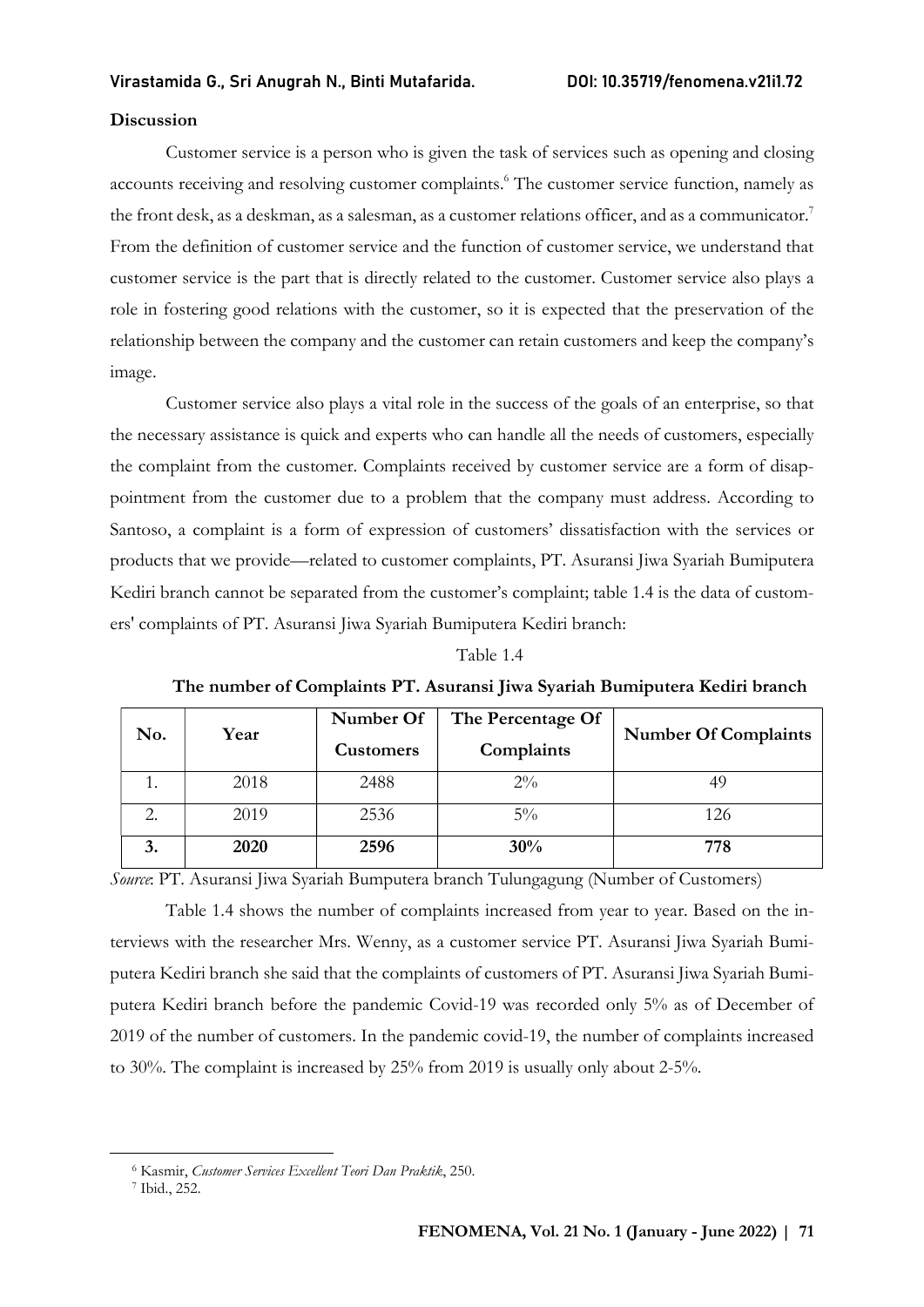**Discussion**

Customer service is a person who is given the task of services such as opening and closing accounts receiving and resolving customer complaints.[6] The customer service function, namely as the front desk, as a deskman, as a salesman, as a customer relations officer, and as a communicator.[7] From the definition of customer service and the function of customer service, we understand that customer service is the part that is directly related to the customer. Customer service also plays a role in fostering good relations with the customer, so it is expected that the preservation of the relationship between the company and the customer can retain customers and keep the company's image.

Customer service also plays a vital role in the success of the goals of an enterprise, so that the necessary assistance is quick and experts who can handle all the needs of customers, especially the complaint from the customer. Complaints received by customer service are a form of disappointment from the customer due to a problem that the company must address. According to Santoso, a complaint is a form of expression of customers' dissatisfaction with the services or products that we provide—related to customer complaints, PT. Asuransi Jiwa Syariah Bumiputera Kediri branch cannot be separated from the customer's complaint; table 1.4 is the data of customers' complaints of PT. Asuransi Jiwa Syariah Bumiputera Kediri branch:

Table 1.4

**The number of Complaints PT. Asuransi Jiwa Syariah Bumiputera Kediri branch**

| No. | Year | Number Of Customers | The Percentage Of Complaints | Number Of Complaints |
|---|---|---|---|---|
| 1. | 2018 | 2488 | 2% | 49 |
| 2. | 2019 | 2536 | 5% | 126 |
| **3.** | **2020** | **2596** | **30%** | **778** |

*Source*: PT. Asuransi Jiwa Syariah Bumputera branch Tulungagung (Number of Customers)

Table 1.4 shows the number of complaints increased from year to year. Based on the interviews with the researcher Mrs. Wenny, as a customer service PT. Asuransi Jiwa Syariah Bumiputera Kediri branch she said that the complaints of customers of PT. Asuransi Jiwa Syariah Bumiputera Kediri branch before the pandemic Covid-19 was recorded only 5% as of December of 2019 of the number of customers. In the pandemic covid-19, the number of complaints increased to 30%. The complaint is increased by 25% from 2019 is usually only about 2-5%.

[6] Kasmir, *Customer Services Excellent Teori Dan Praktik*, 250.

[7] Ibid., 252.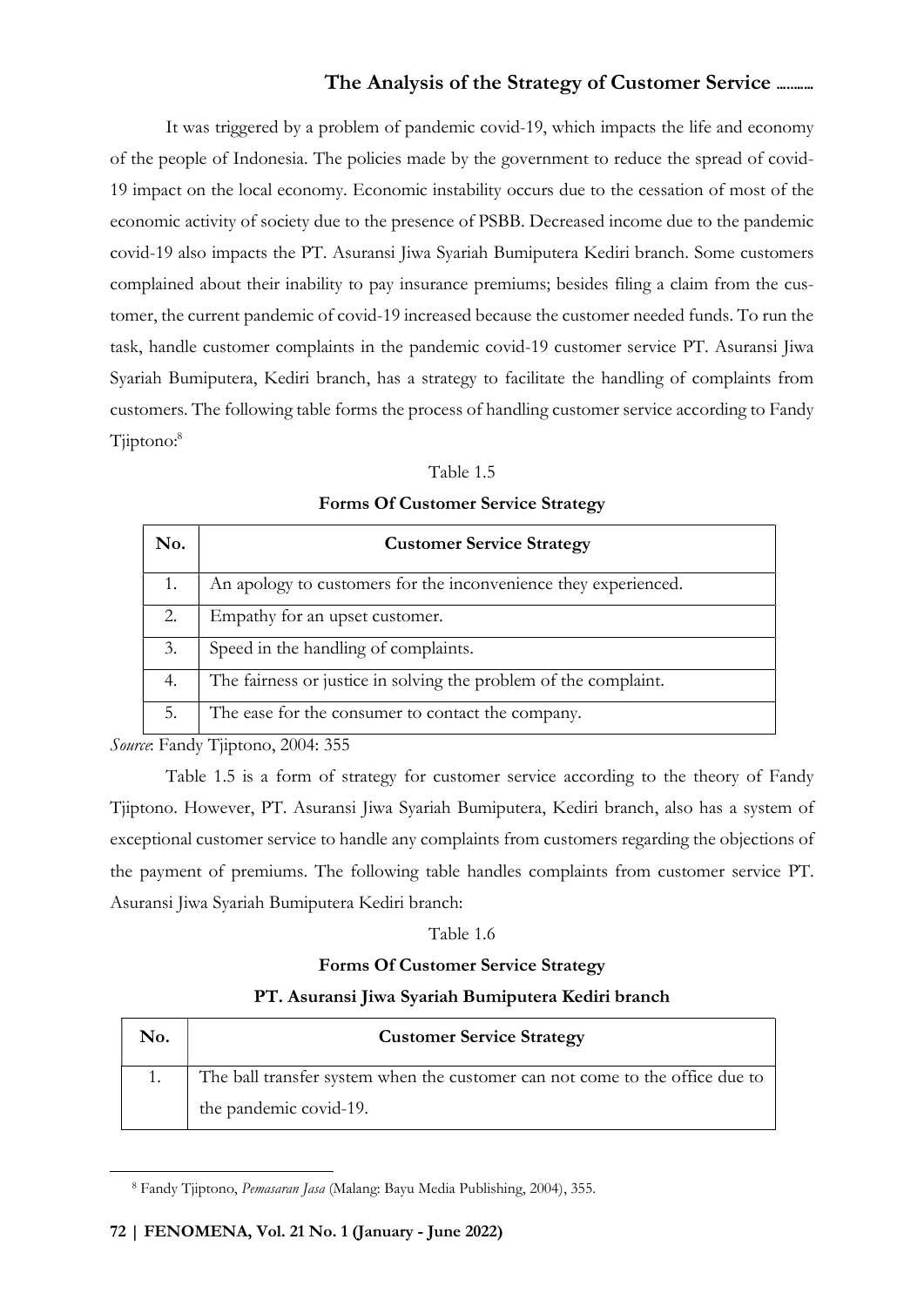It was triggered by a problem of pandemic covid-19, which impacts the life and economy of the people of Indonesia. The policies made by the government to reduce the spread of covid-19 impact on the local economy. Economic instability occurs due to the cessation of most of the economic activity of society due to the presence of PSBB. Decreased income due to the pandemic covid-19 also impacts the PT. Asuransi Jiwa Syariah Bumiputera Kediri branch. Some customers complained about their inability to pay insurance premiums; besides filing a claim from the customer, the current pandemic of covid-19 increased because the customer needed funds. To run the task, handle customer complaints in the pandemic covid-19 customer service PT. Asuransi Jiwa Syariah Bumiputera, Kediri branch, has a strategy to facilitate the handling of complaints from customers. The following table forms the process of handling customer service according to Fandy Tjiptono:[8]

Table 1.5

**Forms Of Customer Service Strategy**

| No. | Customer Service Strategy |
|---|---|
| 1. | An apology to customers for the inconvenience they experienced. |
| 2. | Empathy for an upset customer. |
| 3. | Speed in the handling of complaints. |
| 4. | The fairness or justice in solving the problem of the complaint. |
| 5. | The ease for the consumer to contact the company. |

*Source*: Fandy Tjiptono, 2004: 355

Table 1.5 is a form of strategy for customer service according to the theory of Fandy Tjiptono. However, PT. Asuransi Jiwa Syariah Bumiputera, Kediri branch, also has a system of exceptional customer service to handle any complaints from customers regarding the objections of the payment of premiums. The following table handles complaints from customer service PT. Asuransi Jiwa Syariah Bumiputera Kediri branch:

Table 1.6

**Forms Of Customer Service Strategy**

**PT. Asuransi Jiwa Syariah Bumiputera Kediri branch**

| No. | Customer Service Strategy |
|---|---|
| 1. | The ball transfer system when the customer can not come to the office due to the pandemic covid-19. |

[8] Fandy Tjiptono, *Pemasaran Jasa* (Malang: Bayu Media Publishing, 2004), 355.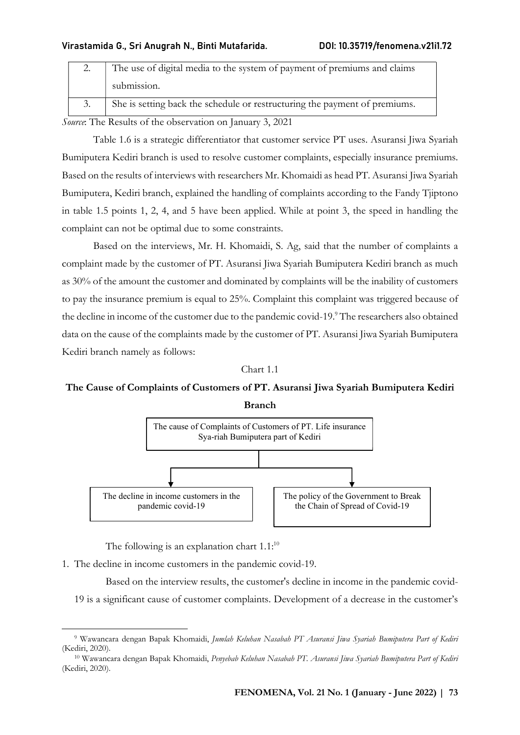| 2. | The use of digital media to the system of payment of premiums and claims submission. |
|---|---|
| 3. | She is setting back the schedule or restructuring the payment of premiums. |

*Source*: The Results of the observation on January 3, 2021

Table 1.6 is a strategic differentiator that customer service PT uses. Asuransi Jiwa Syariah Bumiputera Kediri branch is used to resolve customer complaints, especially insurance premiums. Based on the results of interviews with researchers Mr. Khomaidi as head PT. Asuransi Jiwa Syariah Bumiputera, Kediri branch, explained the handling of complaints according to the Fandy Tjiptono in table 1.5 points 1, 2, 4, and 5 have been applied. While at point 3, the speed in handling the complaint can not be optimal due to some constraints.

Based on the interviews, Mr. H. Khomaidi, S. Ag, said that the number of complaints a complaint made by the customer of PT. Asuransi Jiwa Syariah Bumiputera Kediri branch as much as 30% of the amount the customer and dominated by complaints will be the inability of customers to pay the insurance premium is equal to 25%. Complaint this complaint was triggered because of the decline in income of the customer due to the pandemic covid-19.[9] The researchers also obtained data on the cause of the complaints made by the customer of PT. Asuransi Jiwa Syariah Bumiputera Kediri branch namely as follows:

Chart 1.1

**The Cause of Complaints of Customers of PT. Asuransi Jiwa Syariah Bumiputera Kediri Branch**

- The cause of Complaints of Customers of PT. Life insurance Sya-riah Bumiputera part of Kediri
  - The decline in income customers in the pandemic covid-19
  - The policy of the Government to Break the Chain of Spread of Covid-19

The following is an explanation chart 1.1:[10]

1. The decline in income customers in the pandemic covid-19.

   Based on the interview results, the customer's decline in income in the pandemic covid-19 is a significant cause of customer complaints. Development of a decrease in the customer's

---

[9] Wawancara dengan Bapak Khomaidi, *Jumlah Keluhan Nasabah PT Asuransi Jiwa Syariah Bumiputera Part of Kediri* (Kediri, 2020).

[10] Wawancara dengan Bapak Khomaidi, *Penyebab Keluhan Nasabah PT. Asuransi Jiwa Syariah Bumiputera Part of Kediri* (Kediri, 2020).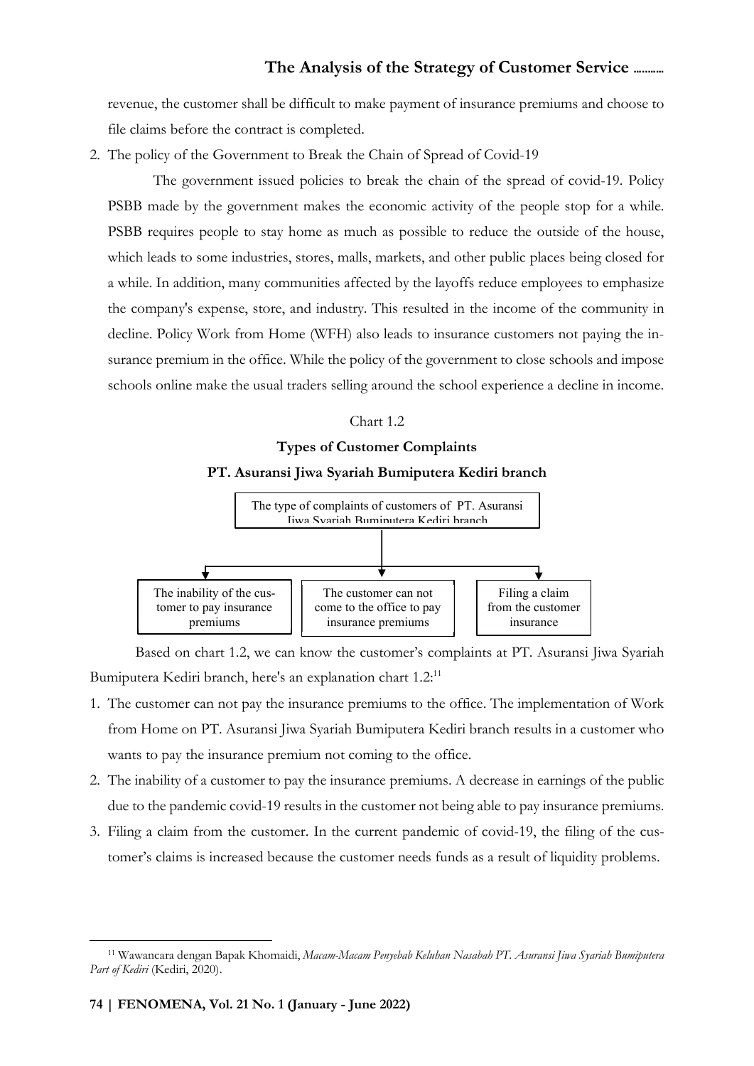revenue, the customer shall be difficult to make payment of insurance premiums and choose to file claims before the contract is completed.

2. The policy of the Government to Break the Chain of Spread of Covid-19

   The government issued policies to break the chain of the spread of covid-19. Policy PSBB made by the government makes the economic activity of the people stop for a while. PSBB requires people to stay home as much as possible to reduce the outside of the house, which leads to some industries, stores, malls, markets, and other public places being closed for a while. In addition, many communities affected by the layoffs reduce employees to emphasize the company's expense, store, and industry. This resulted in the income of the community in decline. Policy Work from Home (WFH) also leads to insurance customers not paying the insurance premium in the office. While the policy of the government to close schools and impose schools online make the usual traders selling around the school experience a decline in income.

Chart 1.2

**Types of Customer Complaints**

**PT. Asuransi Jiwa Syariah Bumiputera Kediri branch**

The type of complaints of customers of PT. Asuransi Jiwa Syariah Bumiputera Kediri branch

- The inability of the customer to pay insurance premiums
- The customer can not come to the office to pay insurance premiums
- Filing a claim from the customer insurance

Based on chart 1.2, we can know the customer's complaints at PT. Asuransi Jiwa Syariah Bumiputera Kediri branch, here's an explanation chart 1.2:[11]

1. The customer can not pay the insurance premiums to the office. The implementation of Work from Home on PT. Asuransi Jiwa Syariah Bumiputera Kediri branch results in a customer who wants to pay the insurance premium not coming to the office.
2. The inability of a customer to pay the insurance premiums. A decrease in earnings of the public due to the pandemic covid-19 results in the customer not being able to pay insurance premiums.
3. Filing a claim from the customer. In the current pandemic of covid-19, the filing of the customer's claims is increased because the customer needs funds as a result of liquidity problems.

[11] Wawancara dengan Bapak Khomaidi, *Macam-Macam Penyebab Keluhan Nasabah PT. Asuransi Jiwa Syariah Bumiputera Part of Kediri* (Kediri, 2020).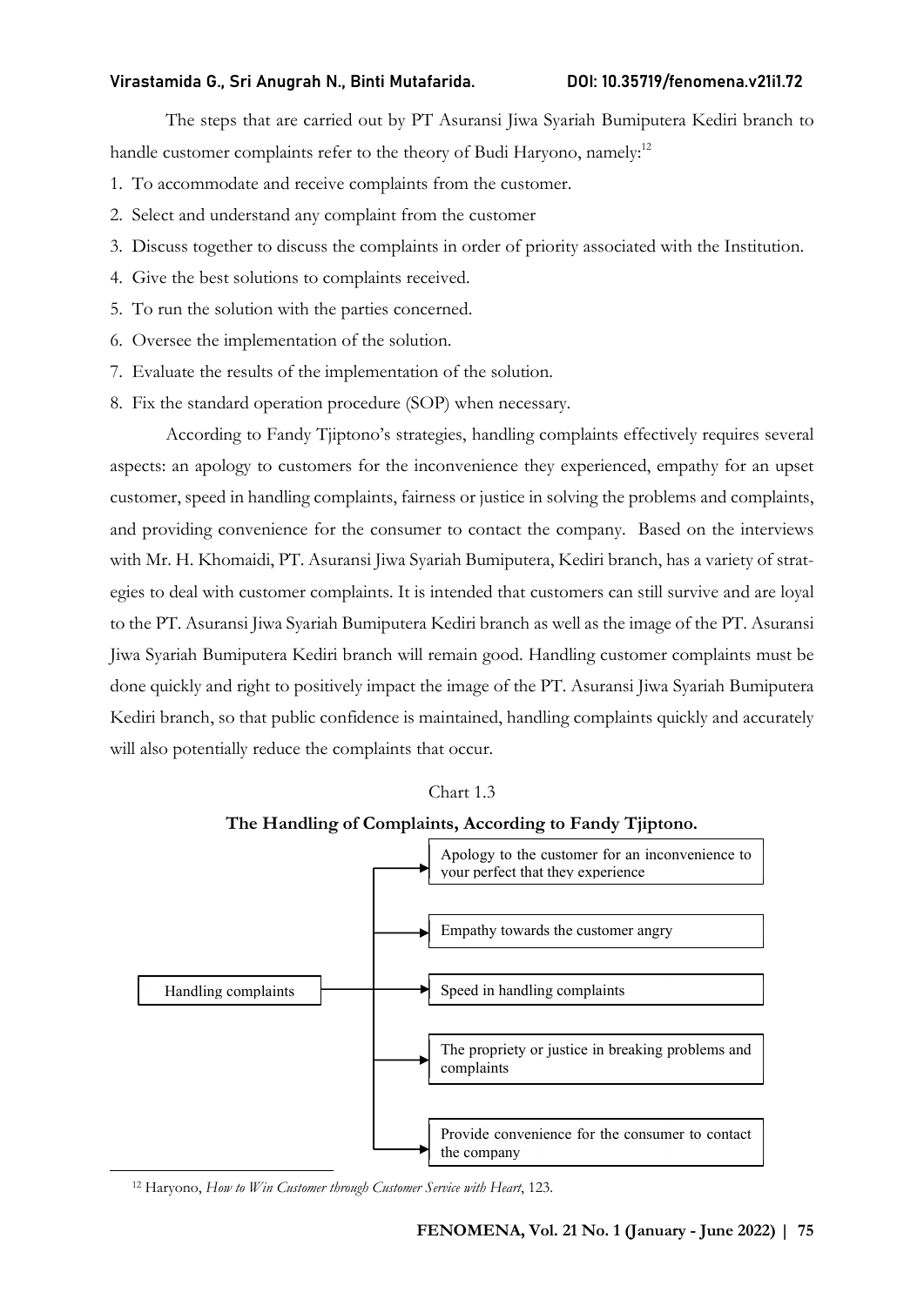The steps that are carried out by PT Asuransi Jiwa Syariah Bumiputera Kediri branch to handle customer complaints refer to the theory of Budi Haryono, namely:[12]

1. To accommodate and receive complaints from the customer.
2. Select and understand any complaint from the customer
3. Discuss together to discuss the complaints in order of priority associated with the Institution.
4. Give the best solutions to complaints received.
5. To run the solution with the parties concerned.
6. Oversee the implementation of the solution.
7. Evaluate the results of the implementation of the solution.
8. Fix the standard operation procedure (SOP) when necessary.

According to Fandy Tjiptono's strategies, handling complaints effectively requires several aspects: an apology to customers for the inconvenience they experienced, empathy for an upset customer, speed in handling complaints, fairness or justice in solving the problems and complaints, and providing convenience for the consumer to contact the company. Based on the interviews with Mr. H. Khomaidi, PT. Asuransi Jiwa Syariah Bumiputera, Kediri branch, has a variety of strategies to deal with customer complaints. It is intended that customers can still survive and are loyal to the PT. Asuransi Jiwa Syariah Bumiputera Kediri branch as well as the image of the PT. Asuransi Jiwa Syariah Bumiputera Kediri branch will remain good. Handling customer complaints must be done quickly and right to positively impact the image of the PT. Asuransi Jiwa Syariah Bumiputera Kediri branch, so that public confidence is maintained, handling complaints quickly and accurately will also potentially reduce the complaints that occur.

Chart 1.3

**The Handling of Complaints, According to Fandy Tjiptono.**

Handling complaints →
- Apology to the customer for an inconvenience to your perfect that they experience
- Empathy towards the customer angry
- Speed in handling complaints
- The propriety or justice in breaking problems and complaints
- Provide convenience for the consumer to contact the company

[12] Haryono, *How to Win Customer through Customer Service with Heart*, 123.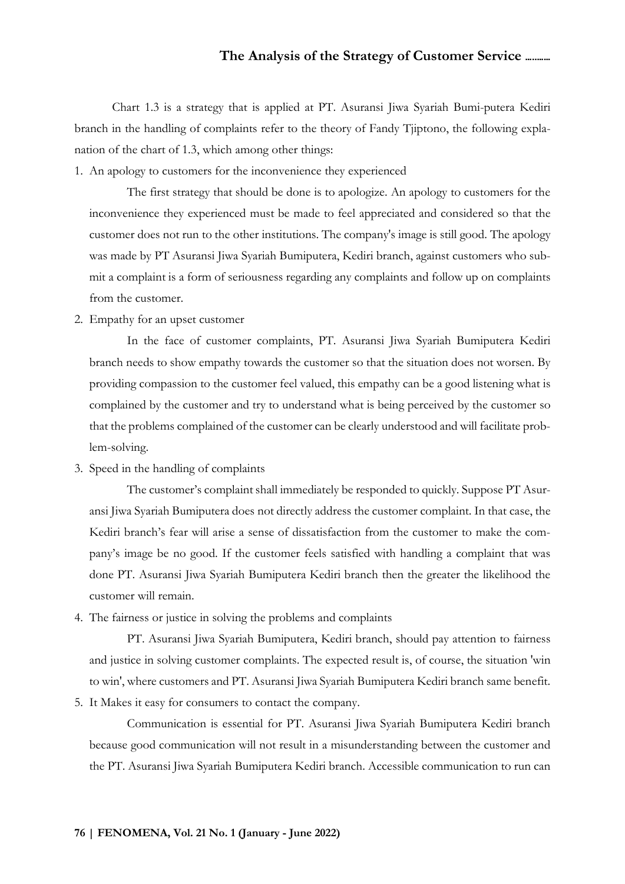Chart 1.3 is a strategy that is applied at PT. Asuransi Jiwa Syariah Bumi-putera Kediri branch in the handling of complaints refer to the theory of Fandy Tjiptono, the following explanation of the chart of 1.3, which among other things:

1. An apology to customers for the inconvenience they experienced

   The first strategy that should be done is to apologize. An apology to customers for the inconvenience they experienced must be made to feel appreciated and considered so that the customer does not run to the other institutions. The company's image is still good. The apology was made by PT Asuransi Jiwa Syariah Bumiputera, Kediri branch, against customers who submit a complaint is a form of seriousness regarding any complaints and follow up on complaints from the customer.

2. Empathy for an upset customer

   In the face of customer complaints, PT. Asuransi Jiwa Syariah Bumiputera Kediri branch needs to show empathy towards the customer so that the situation does not worsen. By providing compassion to the customer feel valued, this empathy can be a good listening what is complained by the customer and try to understand what is being perceived by the customer so that the problems complained of the customer can be clearly understood and will facilitate problem-solving.

3. Speed in the handling of complaints

   The customer's complaint shall immediately be responded to quickly. Suppose PT Asuransi Jiwa Syariah Bumiputera does not directly address the customer complaint. In that case, the Kediri branch's fear will arise a sense of dissatisfaction from the customer to make the company's image be no good. If the customer feels satisfied with handling a complaint that was done PT. Asuransi Jiwa Syariah Bumiputera Kediri branch then the greater the likelihood the customer will remain.

4. The fairness or justice in solving the problems and complaints

   PT. Asuransi Jiwa Syariah Bumiputera, Kediri branch, should pay attention to fairness and justice in solving customer complaints. The expected result is, of course, the situation 'win to win', where customers and PT. Asuransi Jiwa Syariah Bumiputera Kediri branch same benefit.

5. It Makes it easy for consumers to contact the company.

   Communication is essential for PT. Asuransi Jiwa Syariah Bumiputera Kediri branch because good communication will not result in a misunderstanding between the customer and the PT. Asuransi Jiwa Syariah Bumiputera Kediri branch. Accessible communication to run can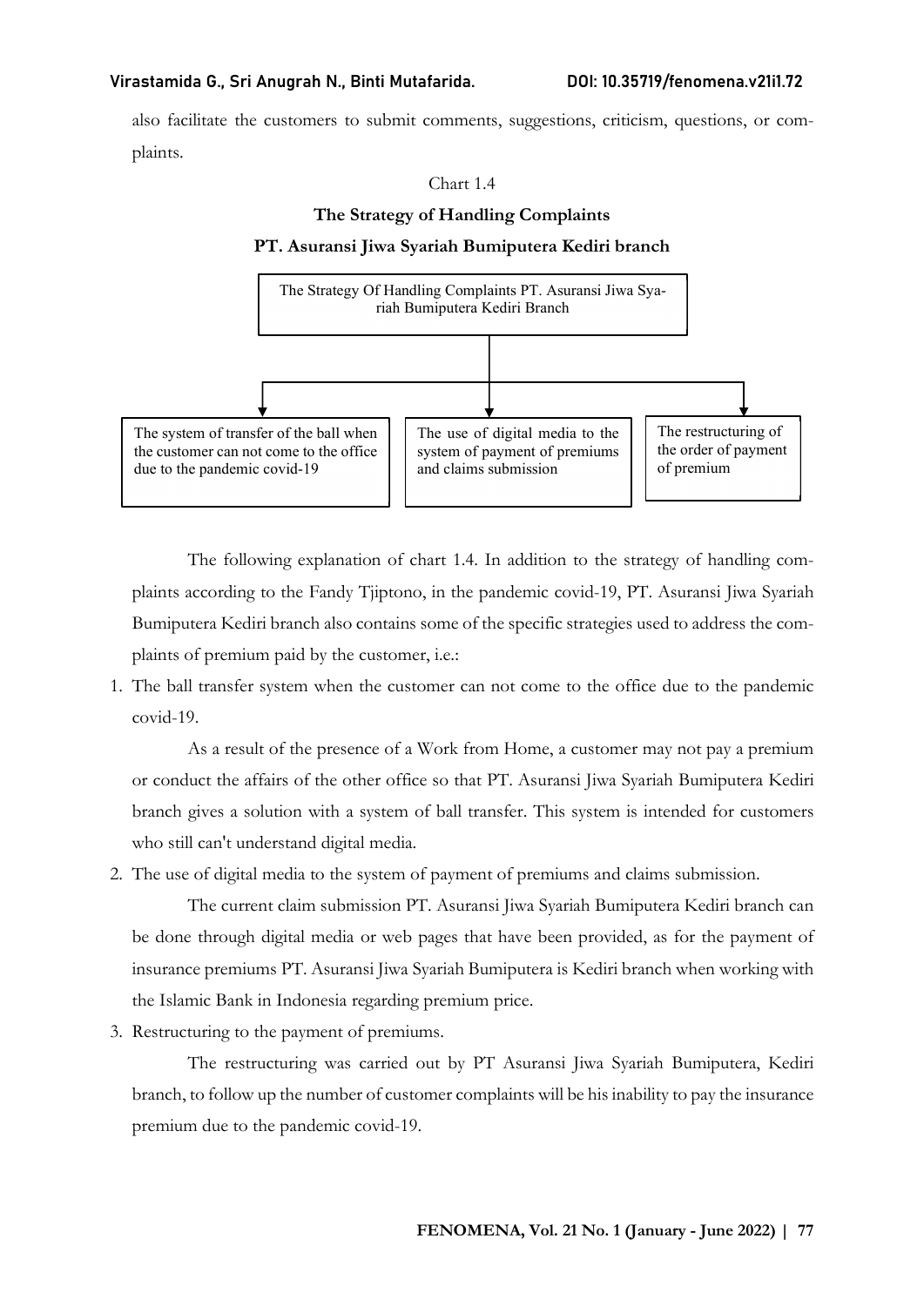also facilitate the customers to submit comments, suggestions, criticism, questions, or complaints.

Chart 1.4

**The Strategy of Handling Complaints**

**PT. Asuransi Jiwa Syariah Bumiputera Kediri branch**

The Strategy Of Handling Complaints PT. Asuransi Jiwa Syariah Bumiputera Kediri Branch

- The system of transfer of the ball when the customer can not come to the office due to the pandemic covid-19
- The use of digital media to the system of payment of premiums and claims submission
- The restructuring of the order of payment of premium

The following explanation of chart 1.4. In addition to the strategy of handling complaints according to the Fandy Tjiptono, in the pandemic covid-19, PT. Asuransi Jiwa Syariah Bumiputera Kediri branch also contains some of the specific strategies used to address the complaints of premium paid by the customer, i.e.:

1. The ball transfer system when the customer can not come to the office due to the pandemic covid-19.

   As a result of the presence of a Work from Home, a customer may not pay a premium or conduct the affairs of the other office so that PT. Asuransi Jiwa Syariah Bumiputera Kediri branch gives a solution with a system of ball transfer. This system is intended for customers who still can't understand digital media.

2. The use of digital media to the system of payment of premiums and claims submission.

   The current claim submission PT. Asuransi Jiwa Syariah Bumiputera Kediri branch can be done through digital media or web pages that have been provided, as for the payment of insurance premiums PT. Asuransi Jiwa Syariah Bumiputera is Kediri branch when working with the Islamic Bank in Indonesia regarding premium price.

3. Restructuring to the payment of premiums.

   The restructuring was carried out by PT Asuransi Jiwa Syariah Bumiputera, Kediri branch, to follow up the number of customer complaints will be his inability to pay the insurance premium due to the pandemic covid-19.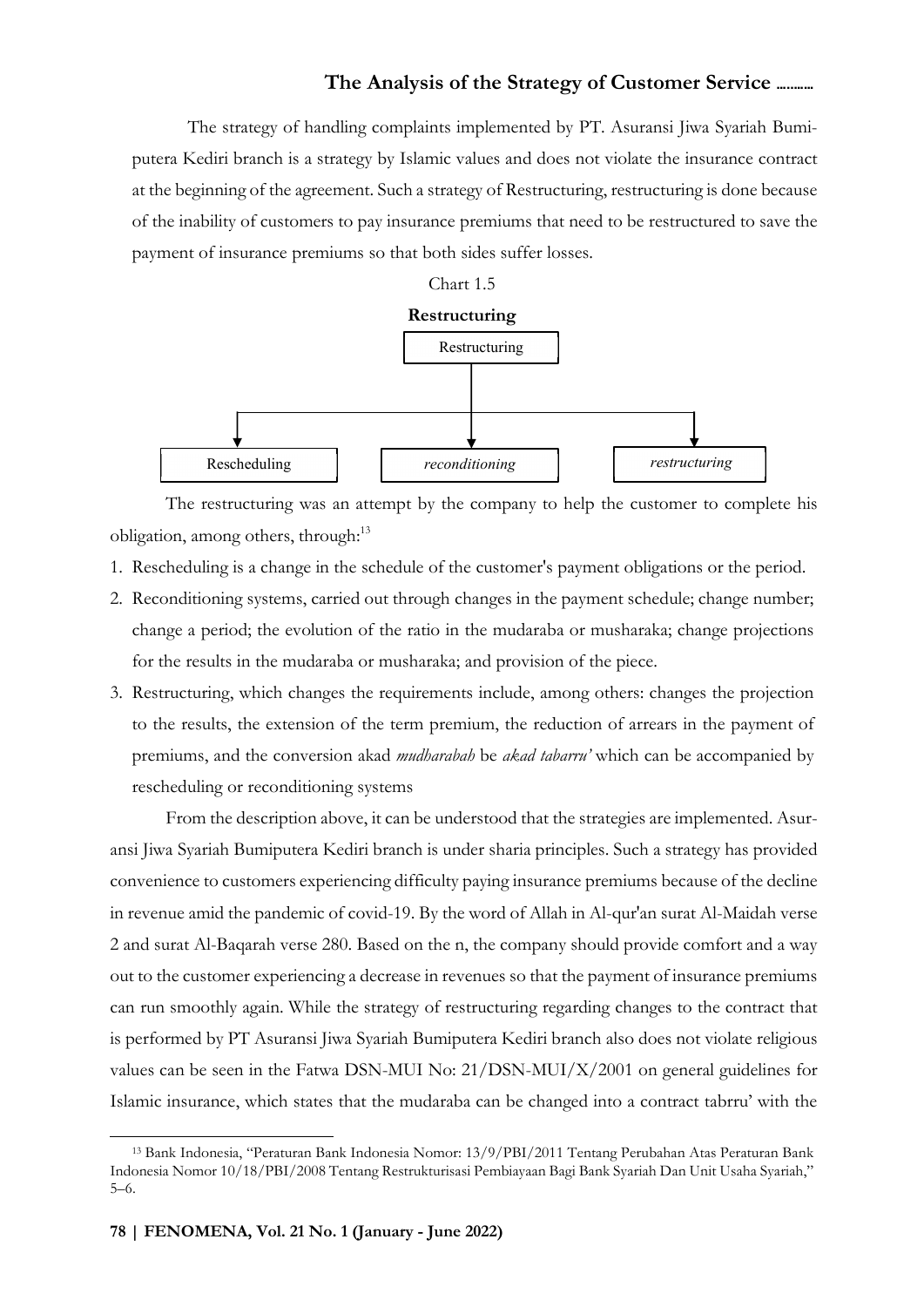The strategy of handling complaints implemented by PT. Asuransi Jiwa Syariah Bumiputera Kediri branch is a strategy by Islamic values and does not violate the insurance contract at the beginning of the agreement. Such a strategy of Restructuring, restructuring is done because of the inability of customers to pay insurance premiums that need to be restructured to save the payment of insurance premiums so that both sides suffer losses.

Chart 1.5

**Restructuring**

Restructuring
- Rescheduling
- *reconditioning*
- *restructuring*

The restructuring was an attempt by the company to help the customer to complete his obligation, among others, through:[13]

1. Rescheduling is a change in the schedule of the customer's payment obligations or the period.
2. Reconditioning systems, carried out through changes in the payment schedule; change number; change a period; the evolution of the ratio in the mudaraba or musharaka; change projections for the results in the mudaraba or musharaka; and provision of the piece.
3. Restructuring, which changes the requirements include, among others: changes the projection to the results, the extension of the term premium, the reduction of arrears in the payment of premiums, and the conversion akad *mudharabah* be *akad tabarru'* which can be accompanied by rescheduling or reconditioning systems

From the description above, it can be understood that the strategies are implemented. Asuransi Jiwa Syariah Bumiputera Kediri branch is under sharia principles. Such a strategy has provided convenience to customers experiencing difficulty paying insurance premiums because of the decline in revenue amid the pandemic of covid-19. By the word of Allah in Al-qur'an surat Al-Maidah verse 2 and surat Al-Baqarah verse 280. Based on the n, the company should provide comfort and a way out to the customer experiencing a decrease in revenues so that the payment of insurance premiums can run smoothly again. While the strategy of restructuring regarding changes to the contract that is performed by PT Asuransi Jiwa Syariah Bumiputera Kediri branch also does not violate religious values can be seen in the Fatwa DSN-MUI No: 21/DSN-MUI/X/2001 on general guidelines for Islamic insurance, which states that the mudaraba can be changed into a contract tabrru' with the

---

[13] Bank Indonesia, "Peraturan Bank Indonesia Nomor: 13/9/PBI/2011 Tentang Perubahan Atas Peraturan Bank Indonesia Nomor 10/18/PBI/2008 Tentang Restrukturisasi Pembiayaan Bagi Bank Syariah Dan Unit Usaha Syariah," 5–6.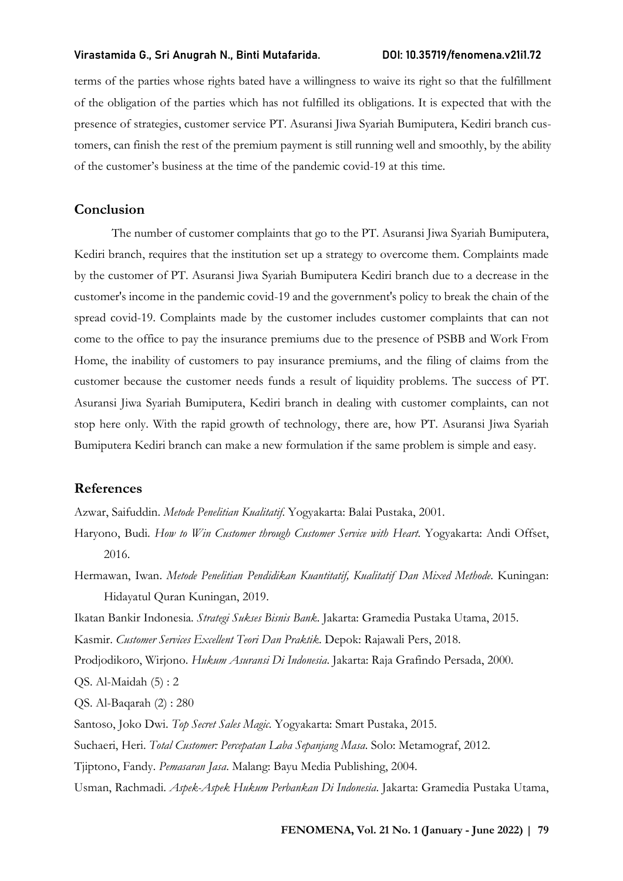terms of the parties whose rights bated have a willingness to waive its right so that the fulfillment of the obligation of the parties which has not fulfilled its obligations. It is expected that with the presence of strategies, customer service PT. Asuransi Jiwa Syariah Bumiputera, Kediri branch customers, can finish the rest of the premium payment is still running well and smoothly, by the ability of the customer's business at the time of the pandemic covid-19 at this time.

## Conclusion

The number of customer complaints that go to the PT. Asuransi Jiwa Syariah Bumiputera, Kediri branch, requires that the institution set up a strategy to overcome them. Complaints made by the customer of PT. Asuransi Jiwa Syariah Bumiputera Kediri branch due to a decrease in the customer's income in the pandemic covid-19 and the government's policy to break the chain of the spread covid-19. Complaints made by the customer includes customer complaints that can not come to the office to pay the insurance premiums due to the presence of PSBB and Work From Home, the inability of customers to pay insurance premiums, and the filing of claims from the customer because the customer needs funds a result of liquidity problems. The success of PT. Asuransi Jiwa Syariah Bumiputera, Kediri branch in dealing with customer complaints, can not stop here only. With the rapid growth of technology, there are, how PT. Asuransi Jiwa Syariah Bumiputera Kediri branch can make a new formulation if the same problem is simple and easy.

## References

Azwar, Saifuddin. *Metode Penelitian Kualitatif*. Yogyakarta: Balai Pustaka, 2001.

Haryono, Budi. *How to Win Customer through Customer Service with Heart*. Yogyakarta: Andi Offset, 2016.

Hermawan, Iwan. *Metode Penelitian Pendidikan Kuantitatif, Kualitatif Dan Mixed Methode*. Kuningan: Hidayatul Quran Kuningan, 2019.

Ikatan Bankir Indonesia. *Strategi Sukses Bisnis Bank*. Jakarta: Gramedia Pustaka Utama, 2015.

Kasmir. *Customer Services Excellent Teori Dan Praktik*. Depok: Rajawali Pers, 2018.

Prodjodikoro, Wirjono. *Hukum Asuransi Di Indonesia*. Jakarta: Raja Grafindo Persada, 2000.

QS. Al-Maidah (5) : 2

QS. Al-Baqarah (2) : 280

Santoso, Joko Dwi. *Top Secret Sales Magic*. Yogyakarta: Smart Pustaka, 2015.

Suchaeri, Heri. *Total Customer: Percepatan Laba Sepanjang Masa*. Solo: Metamograf, 2012.

Tjiptono, Fandy. *Pemasaran Jasa*. Malang: Bayu Media Publishing, 2004.

Usman, Rachmadi. *Aspek-Aspek Hukum Perbankan Di Indonesia*. Jakarta: Gramedia Pustaka Utama,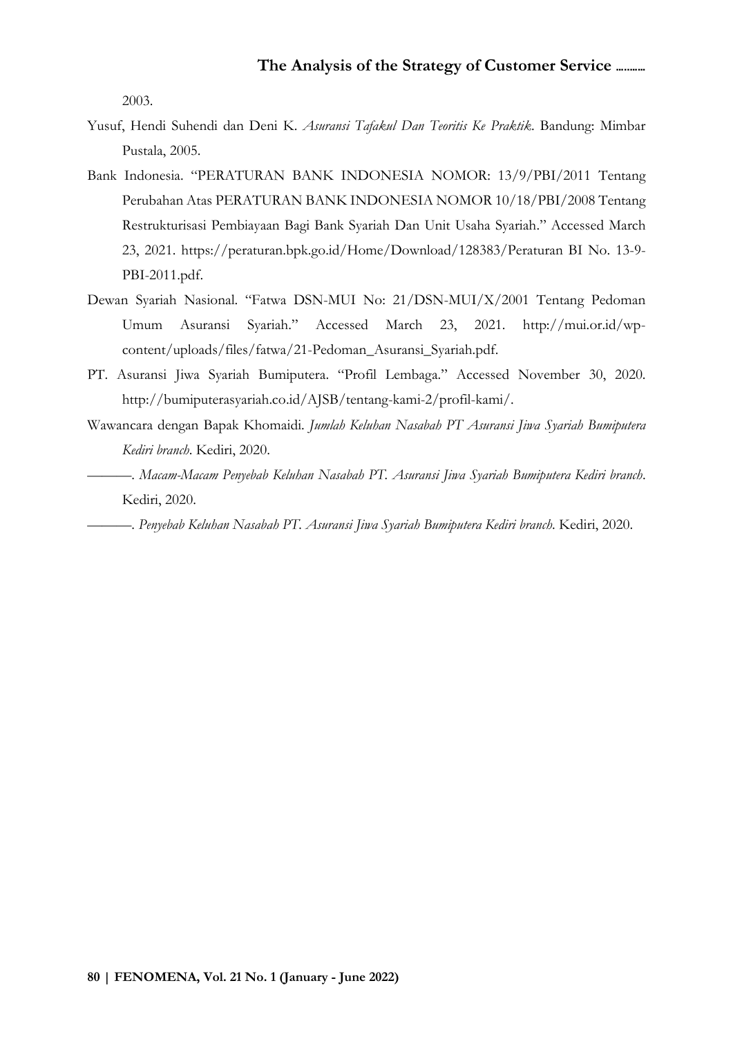2003.

Yusuf, Hendi Suhendi dan Deni K. *Asuransi Tafakul Dan Teoritis Ke Praktik*. Bandung: Mimbar Pustala, 2005.

Bank Indonesia. "PERATURAN BANK INDONESIA NOMOR: 13/9/PBI/2011 Tentang Perubahan Atas PERATURAN BANK INDONESIA NOMOR 10/18/PBI/2008 Tentang Restrukturisasi Pembiayaan Bagi Bank Syariah Dan Unit Usaha Syariah." Accessed March 23, 2021. https://peraturan.bpk.go.id/Home/Download/128383/Peraturan BI No. 13-9-PBI-2011.pdf.

Dewan Syariah Nasional. "Fatwa DSN-MUI No: 21/DSN-MUI/X/2001 Tentang Pedoman Umum Asuransi Syariah." Accessed March 23, 2021. http://mui.or.id/wp-content/uploads/files/fatwa/21-Pedoman_Asuransi_Syariah.pdf.

PT. Asuransi Jiwa Syariah Bumiputera. "Profil Lembaga." Accessed November 30, 2020. http://bumiputerasyariah.co.id/AJSB/tentang-kami-2/profil-kami/.

Wawancara dengan Bapak Khomaidi. *Jumlah Keluhan Nasabah PT Asuransi Jiwa Syariah Bumiputera Kediri branch*. Kediri, 2020.

———. *Macam-Macam Penyebab Keluhan Nasabah PT. Asuransi Jiwa Syariah Bumiputera Kediri branch*. Kediri, 2020.

———. *Penyebab Keluhan Nasabah PT. Asuransi Jiwa Syariah Bumiputera Kediri branch*. Kediri, 2020.